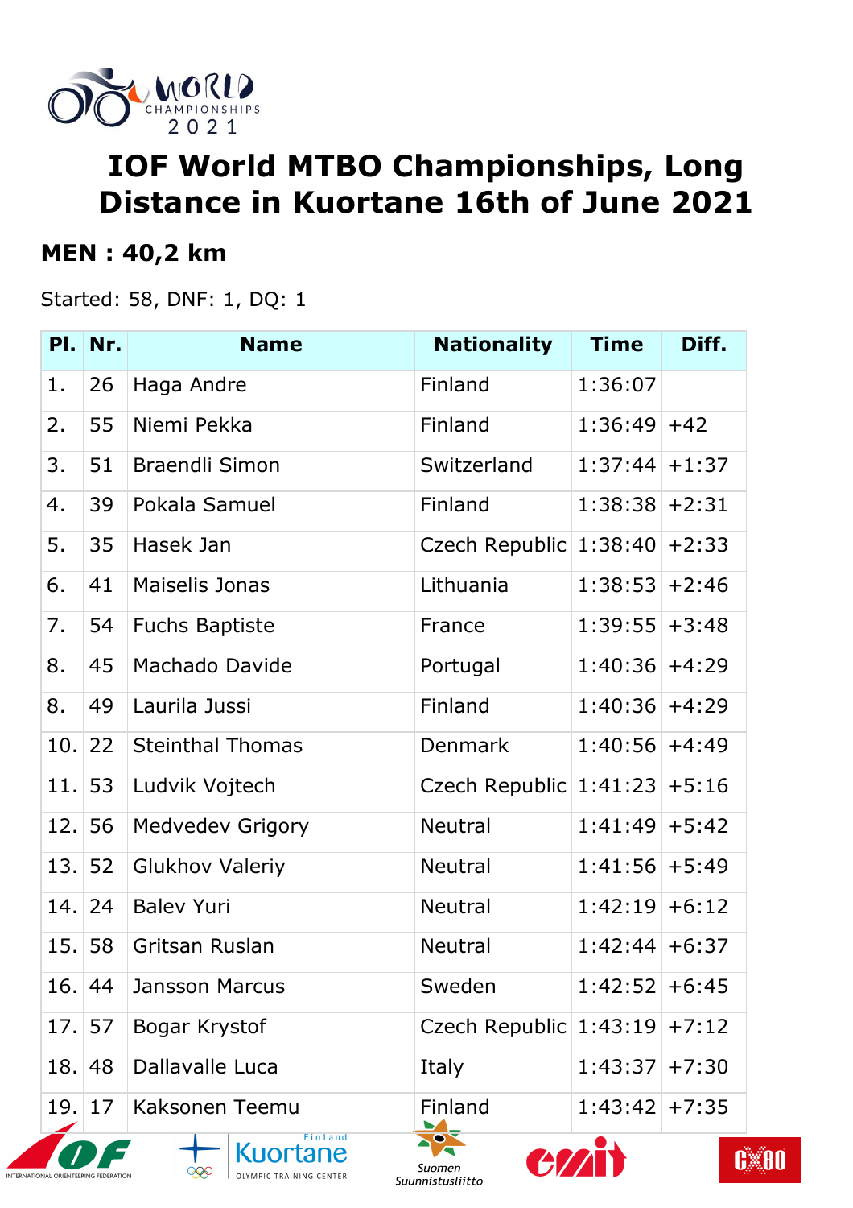# IOF World MTBO Championships, Long Distance in Kuortane 16th of June 2021

## MEN : 40,2 km

Started: 58, DNF: 1, DQ: 1

| Pl. | Nr. | Name | Nationality | Time | Diff. |
|---|---|---|---|---|---|
| 1. | 26 | Haga Andre | Finland | 1:36:07 | |
| 2. | 55 | Niemi Pekka | Finland | 1:36:49 | +42 |
| 3. | 51 | Braendli Simon | Switzerland | 1:37:44 | +1:37 |
| 4. | 39 | Pokala Samuel | Finland | 1:38:38 | +2:31 |
| 5. | 35 | Hasek Jan | Czech Republic | 1:38:40 | +2:33 |
| 6. | 41 | Maiselis Jonas | Lithuania | 1:38:53 | +2:46 |
| 7. | 54 | Fuchs Baptiste | France | 1:39:55 | +3:48 |
| 8. | 45 | Machado Davide | Portugal | 1:40:36 | +4:29 |
| 8. | 49 | Laurila Jussi | Finland | 1:40:36 | +4:29 |
| 10. | 22 | Steinthal Thomas | Denmark | 1:40:56 | +4:49 |
| 11. | 53 | Ludvik Vojtech | Czech Republic | 1:41:23 | +5:16 |
| 12. | 56 | Medvedev Grigory | Neutral | 1:41:49 | +5:42 |
| 13. | 52 | Glukhov Valeriy | Neutral | 1:41:56 | +5:49 |
| 14. | 24 | Balev Yuri | Neutral | 1:42:19 | +6:12 |
| 15. | 58 | Gritsan Ruslan | Neutral | 1:42:44 | +6:37 |
| 16. | 44 | Jansson Marcus | Sweden | 1:42:52 | +6:45 |
| 17. | 57 | Bogar Krystof | Czech Republic | 1:43:19 | +7:12 |
| 18. | 48 | Dallavalle Luca | Italy | 1:43:37 | +7:30 |
| 19. | 17 | Kaksonen Teemu | Finland | 1:43:42 | +7:35 |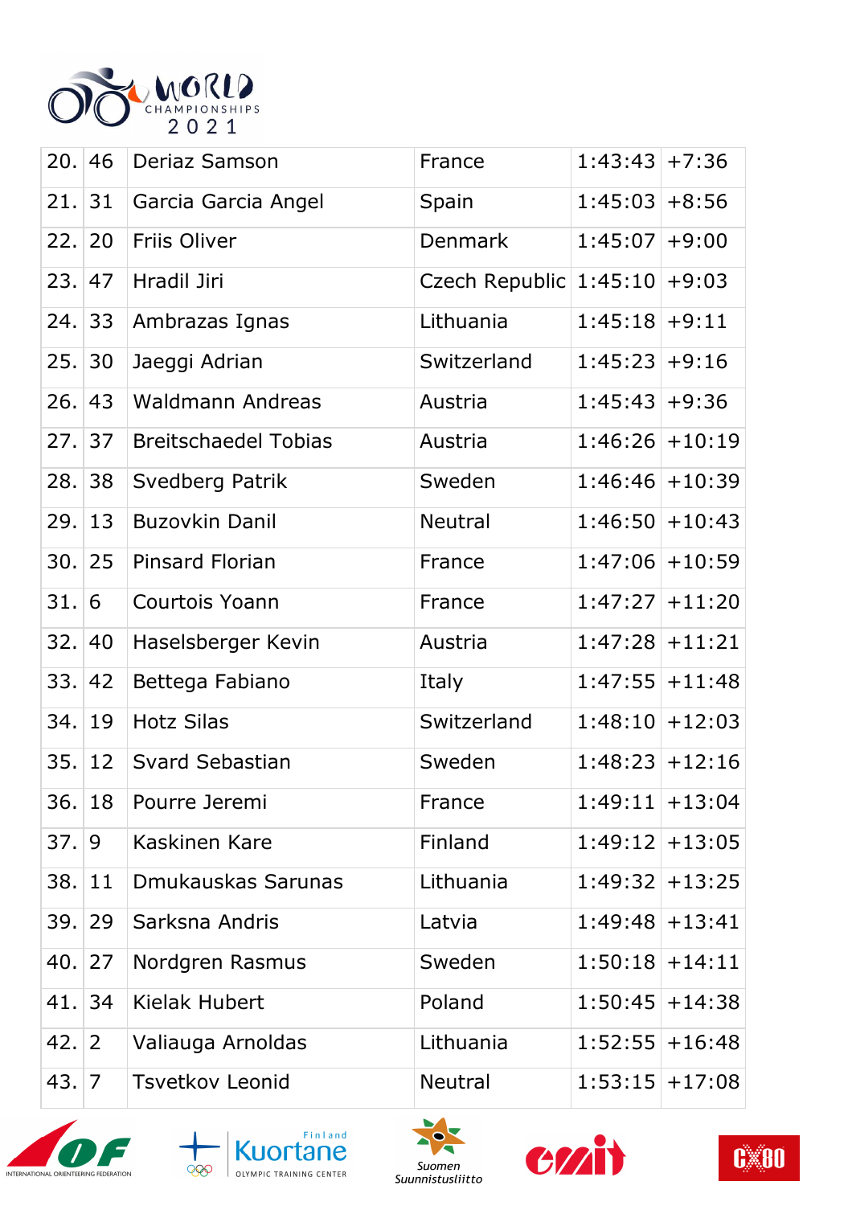| | | | | | |
|---|---|---|---|---|---|
| 20. | 46 | Deriaz Samson | France | 1:43:43 | +7:36 |
| 21. | 31 | Garcia Garcia Angel | Spain | 1:45:03 | +8:56 |
| 22. | 20 | Friis Oliver | Denmark | 1:45:07 | +9:00 |
| 23. | 47 | Hradil Jiri | Czech Republic | 1:45:10 | +9:03 |
| 24. | 33 | Ambrazas Ignas | Lithuania | 1:45:18 | +9:11 |
| 25. | 30 | Jaeggi Adrian | Switzerland | 1:45:23 | +9:16 |
| 26. | 43 | Waldmann Andreas | Austria | 1:45:43 | +9:36 |
| 27. | 37 | Breitschaedel Tobias | Austria | 1:46:26 | +10:19 |
| 28. | 38 | Svedberg Patrik | Sweden | 1:46:46 | +10:39 |
| 29. | 13 | Buzovkin Danil | Neutral | 1:46:50 | +10:43 |
| 30. | 25 | Pinsard Florian | France | 1:47:06 | +10:59 |
| 31. | 6 | Courtois Yoann | France | 1:47:27 | +11:20 |
| 32. | 40 | Haselsberger Kevin | Austria | 1:47:28 | +11:21 |
| 33. | 42 | Bettega Fabiano | Italy | 1:47:55 | +11:48 |
| 34. | 19 | Hotz Silas | Switzerland | 1:48:10 | +12:03 |
| 35. | 12 | Svard Sebastian | Sweden | 1:48:23 | +12:16 |
| 36. | 18 | Pourre Jeremi | France | 1:49:11 | +13:04 |
| 37. | 9 | Kaskinen Kare | Finland | 1:49:12 | +13:05 |
| 38. | 11 | Dmukauskas Sarunas | Lithuania | 1:49:32 | +13:25 |
| 39. | 29 | Sarksna Andris | Latvia | 1:49:48 | +13:41 |
| 40. | 27 | Nordgren Rasmus | Sweden | 1:50:18 | +14:11 |
| 41. | 34 | Kielak Hubert | Poland | 1:50:45 | +14:38 |
| 42. | 2 | Valiauga Arnoldas | Lithuania | 1:52:55 | +16:48 |
| 43. | 7 | Tsvetkov Leonid | Neutral | 1:53:15 | +17:08 |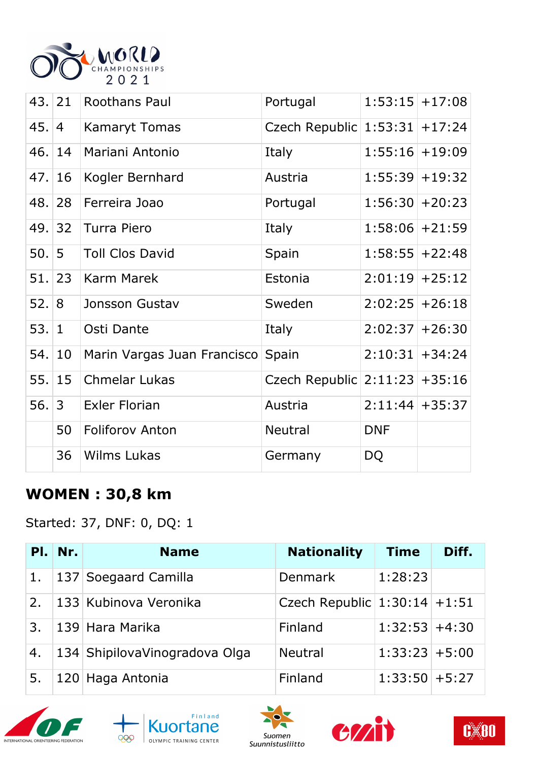| 43. | 21 | Roothans Paul | Portugal | 1:53:15 | +17:08 |
|---|---|---|---|---|---|
| 45. | 4 | Kamaryt Tomas | Czech Republic | 1:53:31 | +17:24 |
| 46. | 14 | Mariani Antonio | Italy | 1:55:16 | +19:09 |
| 47. | 16 | Kogler Bernhard | Austria | 1:55:39 | +19:32 |
| 48. | 28 | Ferreira Joao | Portugal | 1:56:30 | +20:23 |
| 49. | 32 | Turra Piero | Italy | 1:58:06 | +21:59 |
| 50. | 5 | Toll Clos David | Spain | 1:58:55 | +22:48 |
| 51. | 23 | Karm Marek | Estonia | 2:01:19 | +25:12 |
| 52. | 8 | Jonsson Gustav | Sweden | 2:02:25 | +26:18 |
| 53. | 1 | Osti Dante | Italy | 2:02:37 | +26:30 |
| 54. | 10 | Marin Vargas Juan Francisco | Spain | 2:10:31 | +34:24 |
| 55. | 15 | Chmelar Lukas | Czech Republic | 2:11:23 | +35:16 |
| 56. | 3 | Exler Florian | Austria | 2:11:44 | +35:37 |
| | 50 | Foliforov Anton | Neutral | DNF | |
| | 36 | Wilms Lukas | Germany | DQ | |

## WOMEN : 30,8 km

Started: 37, DNF: 0, DQ: 1

| Pl. | Nr. | Name | Nationality | Time | Diff. |
|---|---|---|---|---|---|
| 1. | 137 | Soegaard Camilla | Denmark | 1:28:23 | |
| 2. | 133 | Kubinova Veronika | Czech Republic | 1:30:14 | +1:51 |
| 3. | 139 | Hara Marika | Finland | 1:32:53 | +4:30 |
| 4. | 134 | ShipilovaVinogradova Olga | Neutral | 1:33:23 | +5:00 |
| 5. | 120 | Haga Antonia | Finland | 1:33:50 | +5:27 |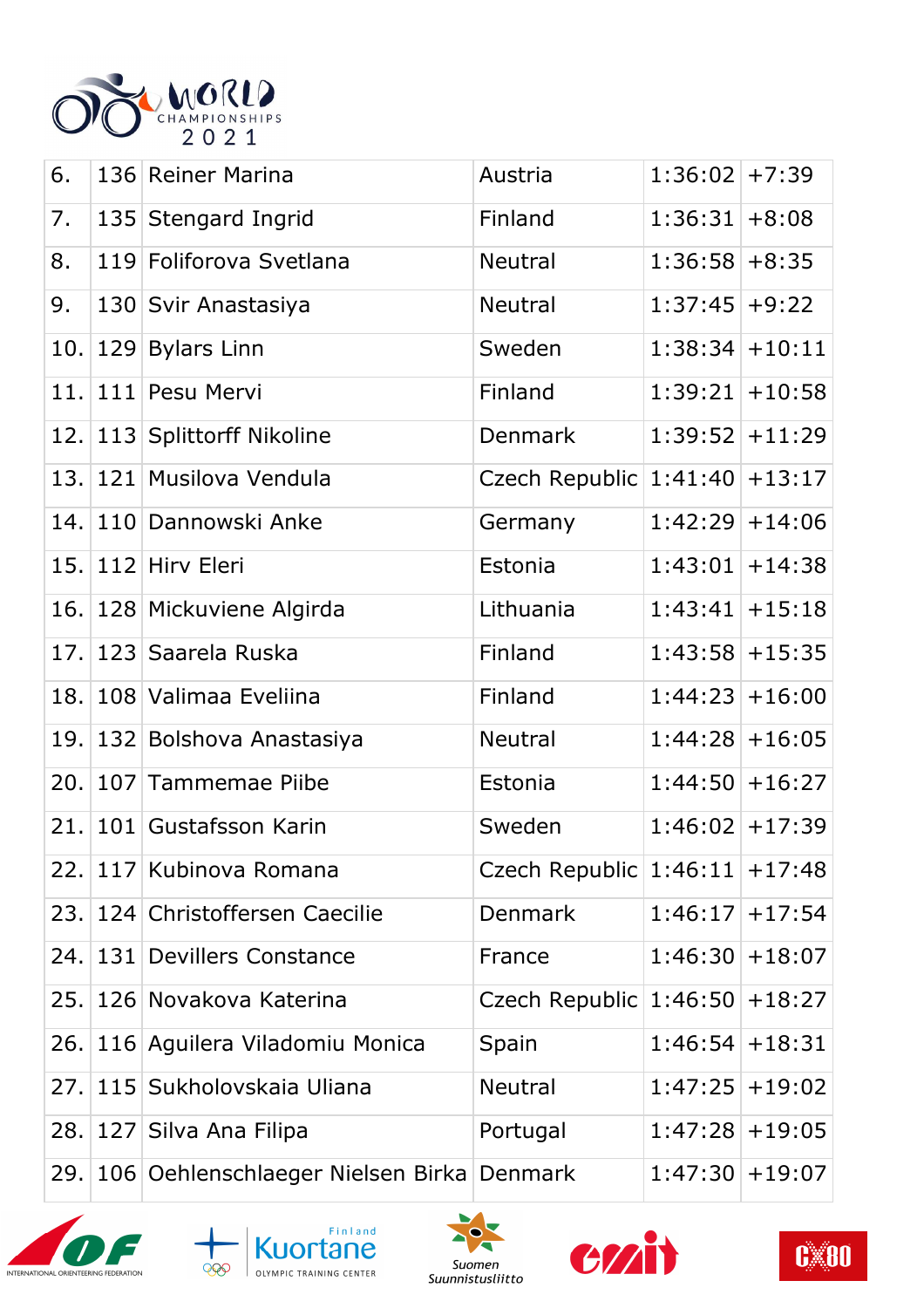| 6. | 136 | Reiner Marina | Austria | 1:36:02 | +7:39 |
|---|---|---|---|---|---|
| 7. | 135 | Stengard Ingrid | Finland | 1:36:31 | +8:08 |
| 8. | 119 | Foliforova Svetlana | Neutral | 1:36:58 | +8:35 |
| 9. | 130 | Svir Anastasiya | Neutral | 1:37:45 | +9:22 |
| 10. | 129 | Bylars Linn | Sweden | 1:38:34 | +10:11 |
| 11. | 111 | Pesu Mervi | Finland | 1:39:21 | +10:58 |
| 12. | 113 | Splittorff Nikoline | Denmark | 1:39:52 | +11:29 |
| 13. | 121 | Musilova Vendula | Czech Republic | 1:41:40 | +13:17 |
| 14. | 110 | Dannowski Anke | Germany | 1:42:29 | +14:06 |
| 15. | 112 | Hirv Eleri | Estonia | 1:43:01 | +14:38 |
| 16. | 128 | Mickuviene Algirda | Lithuania | 1:43:41 | +15:18 |
| 17. | 123 | Saarela Ruska | Finland | 1:43:58 | +15:35 |
| 18. | 108 | Valimaa Eveliina | Finland | 1:44:23 | +16:00 |
| 19. | 132 | Bolshova Anastasiya | Neutral | 1:44:28 | +16:05 |
| 20. | 107 | Tammemae Piibe | Estonia | 1:44:50 | +16:27 |
| 21. | 101 | Gustafsson Karin | Sweden | 1:46:02 | +17:39 |
| 22. | 117 | Kubinova Romana | Czech Republic | 1:46:11 | +17:48 |
| 23. | 124 | Christoffersen Caecilie | Denmark | 1:46:17 | +17:54 |
| 24. | 131 | Devillers Constance | France | 1:46:30 | +18:07 |
| 25. | 126 | Novakova Katerina | Czech Republic | 1:46:50 | +18:27 |
| 26. | 116 | Aguilera Viladomiu Monica | Spain | 1:46:54 | +18:31 |
| 27. | 115 | Sukholovskaia Uliana | Neutral | 1:47:25 | +19:02 |
| 28. | 127 | Silva Ana Filipa | Portugal | 1:47:28 | +19:05 |
| 29. | 106 | Oehlenschlaeger Nielsen Birka | Denmark | 1:47:30 | +19:07 |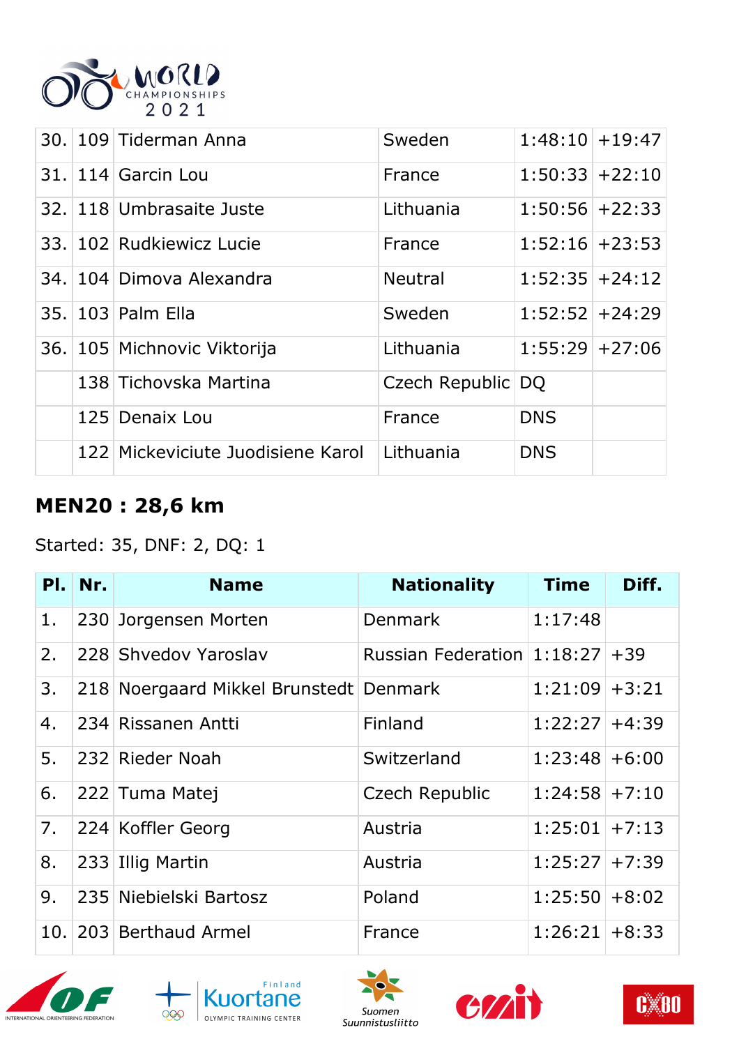| 30. | 109 | Tiderman Anna | Sweden | 1:48:10 | +19:47 |
|---|---|---|---|---|---|
| 31. | 114 | Garcin Lou | France | 1:50:33 | +22:10 |
| 32. | 118 | Umbrasaite Juste | Lithuania | 1:50:56 | +22:33 |
| 33. | 102 | Rudkiewicz Lucie | France | 1:52:16 | +23:53 |
| 34. | 104 | Dimova Alexandra | Neutral | 1:52:35 | +24:12 |
| 35. | 103 | Palm Ella | Sweden | 1:52:52 | +24:29 |
| 36. | 105 | Michnovic Viktorija | Lithuania | 1:55:29 | +27:06 |
| | 138 | Tichovska Martina | Czech Republic | DQ | |
| | 125 | Denaix Lou | France | DNS | |
| | 122 | Mickeviciute Juodisiene Karol | Lithuania | DNS | |

## MEN20 : 28,6 km

Started: 35, DNF: 2, DQ: 1

| Pl. | Nr. | Name | Nationality | Time | Diff. |
|---|---|---|---|---|---|
| 1. | 230 | Jorgensen Morten | Denmark | 1:17:48 | |
| 2. | 228 | Shvedov Yaroslav | Russian Federation | 1:18:27 | +39 |
| 3. | 218 | Noergaard Mikkel Brunstedt | Denmark | 1:21:09 | +3:21 |
| 4. | 234 | Rissanen Antti | Finland | 1:22:27 | +4:39 |
| 5. | 232 | Rieder Noah | Switzerland | 1:23:48 | +6:00 |
| 6. | 222 | Tuma Matej | Czech Republic | 1:24:58 | +7:10 |
| 7. | 224 | Koffler Georg | Austria | 1:25:01 | +7:13 |
| 8. | 233 | Illig Martin | Austria | 1:25:27 | +7:39 |
| 9. | 235 | Niebielski Bartosz | Poland | 1:25:50 | +8:02 |
| 10. | 203 | Berthaud Armel | France | 1:26:21 | +8:33 |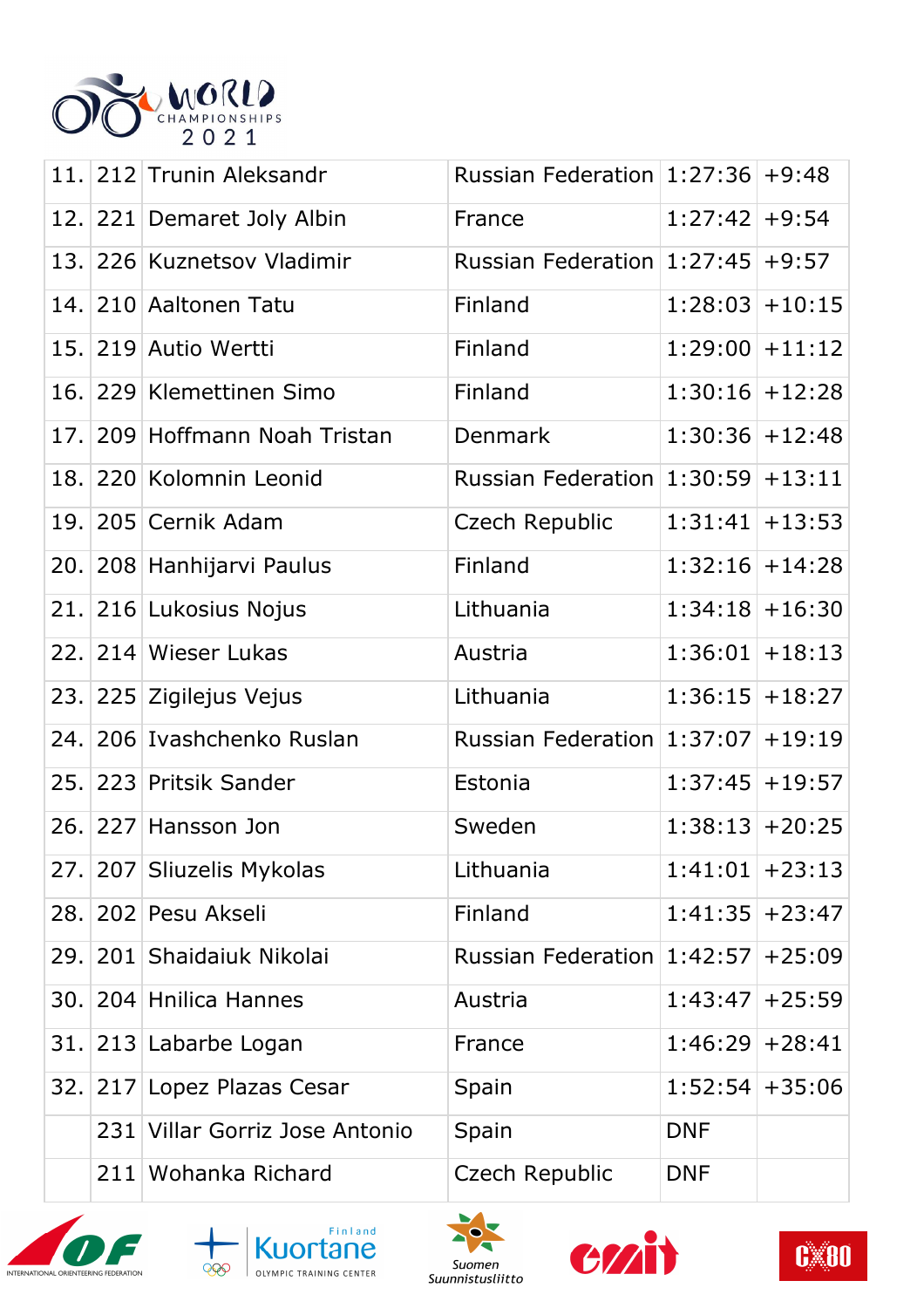| | | | | | |
|---|---|---|---|---|---|
| 11. | 212 | Trunin Aleksandr | Russian Federation | 1:27:36 | +9:48 |
| 12. | 221 | Demaret Joly Albin | France | 1:27:42 | +9:54 |
| 13. | 226 | Kuznetsov Vladimir | Russian Federation | 1:27:45 | +9:57 |
| 14. | 210 | Aaltonen Tatu | Finland | 1:28:03 | +10:15 |
| 15. | 219 | Autio Wertti | Finland | 1:29:00 | +11:12 |
| 16. | 229 | Klemettinen Simo | Finland | 1:30:16 | +12:28 |
| 17. | 209 | Hoffmann Noah Tristan | Denmark | 1:30:36 | +12:48 |
| 18. | 220 | Kolomnin Leonid | Russian Federation | 1:30:59 | +13:11 |
| 19. | 205 | Cernik Adam | Czech Republic | 1:31:41 | +13:53 |
| 20. | 208 | Hanhijarvi Paulus | Finland | 1:32:16 | +14:28 |
| 21. | 216 | Lukosius Nojus | Lithuania | 1:34:18 | +16:30 |
| 22. | 214 | Wieser Lukas | Austria | 1:36:01 | +18:13 |
| 23. | 225 | Zigilejus Vejus | Lithuania | 1:36:15 | +18:27 |
| 24. | 206 | Ivashchenko Ruslan | Russian Federation | 1:37:07 | +19:19 |
| 25. | 223 | Pritsik Sander | Estonia | 1:37:45 | +19:57 |
| 26. | 227 | Hansson Jon | Sweden | 1:38:13 | +20:25 |
| 27. | 207 | Sliuzelis Mykolas | Lithuania | 1:41:01 | +23:13 |
| 28. | 202 | Pesu Akseli | Finland | 1:41:35 | +23:47 |
| 29. | 201 | Shaidaiuk Nikolai | Russian Federation | 1:42:57 | +25:09 |
| 30. | 204 | Hnilica Hannes | Austria | 1:43:47 | +25:59 |
| 31. | 213 | Labarbe Logan | France | 1:46:29 | +28:41 |
| 32. | 217 | Lopez Plazas Cesar | Spain | 1:52:54 | +35:06 |
| | 231 | Villar Gorriz Jose Antonio | Spain | DNF | |
| | 211 | Wohanka Richard | Czech Republic | DNF | |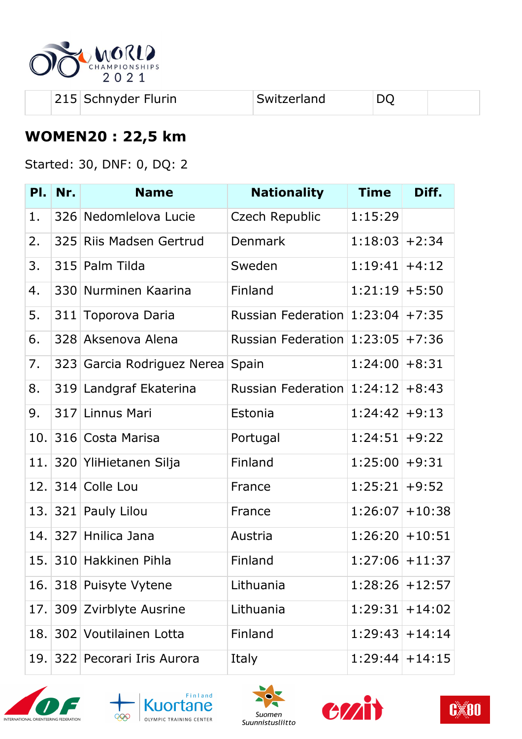| | 215 | Schnyder Flurin | Switzerland | DQ | |
|---|---|---|---|---|---|

## WOMEN20 : 22,5 km

Started: 30, DNF: 0, DQ: 2

| Pl. | Nr. | Name | Nationality | Time | Diff. |
|---|---|---|---|---|---|
| 1. | 326 | Nedomlelova Lucie | Czech Republic | 1:15:29 | |
| 2. | 325 | Riis Madsen Gertrud | Denmark | 1:18:03 | +2:34 |
| 3. | 315 | Palm Tilda | Sweden | 1:19:41 | +4:12 |
| 4. | 330 | Nurminen Kaarina | Finland | 1:21:19 | +5:50 |
| 5. | 311 | Toporova Daria | Russian Federation | 1:23:04 | +7:35 |
| 6. | 328 | Aksenova Alena | Russian Federation | 1:23:05 | +7:36 |
| 7. | 323 | Garcia Rodriguez Nerea | Spain | 1:24:00 | +8:31 |
| 8. | 319 | Landgraf Ekaterina | Russian Federation | 1:24:12 | +8:43 |
| 9. | 317 | Linnus Mari | Estonia | 1:24:42 | +9:13 |
| 10. | 316 | Costa Marisa | Portugal | 1:24:51 | +9:22 |
| 11. | 320 | YliHietanen Silja | Finland | 1:25:00 | +9:31 |
| 12. | 314 | Colle Lou | France | 1:25:21 | +9:52 |
| 13. | 321 | Pauly Lilou | France | 1:26:07 | +10:38 |
| 14. | 327 | Hnilica Jana | Austria | 1:26:20 | +10:51 |
| 15. | 310 | Hakkinen Pihla | Finland | 1:27:06 | +11:37 |
| 16. | 318 | Puisyte Vytene | Lithuania | 1:28:26 | +12:57 |
| 17. | 309 | Zvirblyte Ausrine | Lithuania | 1:29:31 | +14:02 |
| 18. | 302 | Voutilainen Lotta | Finland | 1:29:43 | +14:14 |
| 19. | 322 | Pecorari Iris Aurora | Italy | 1:29:44 | +14:15 |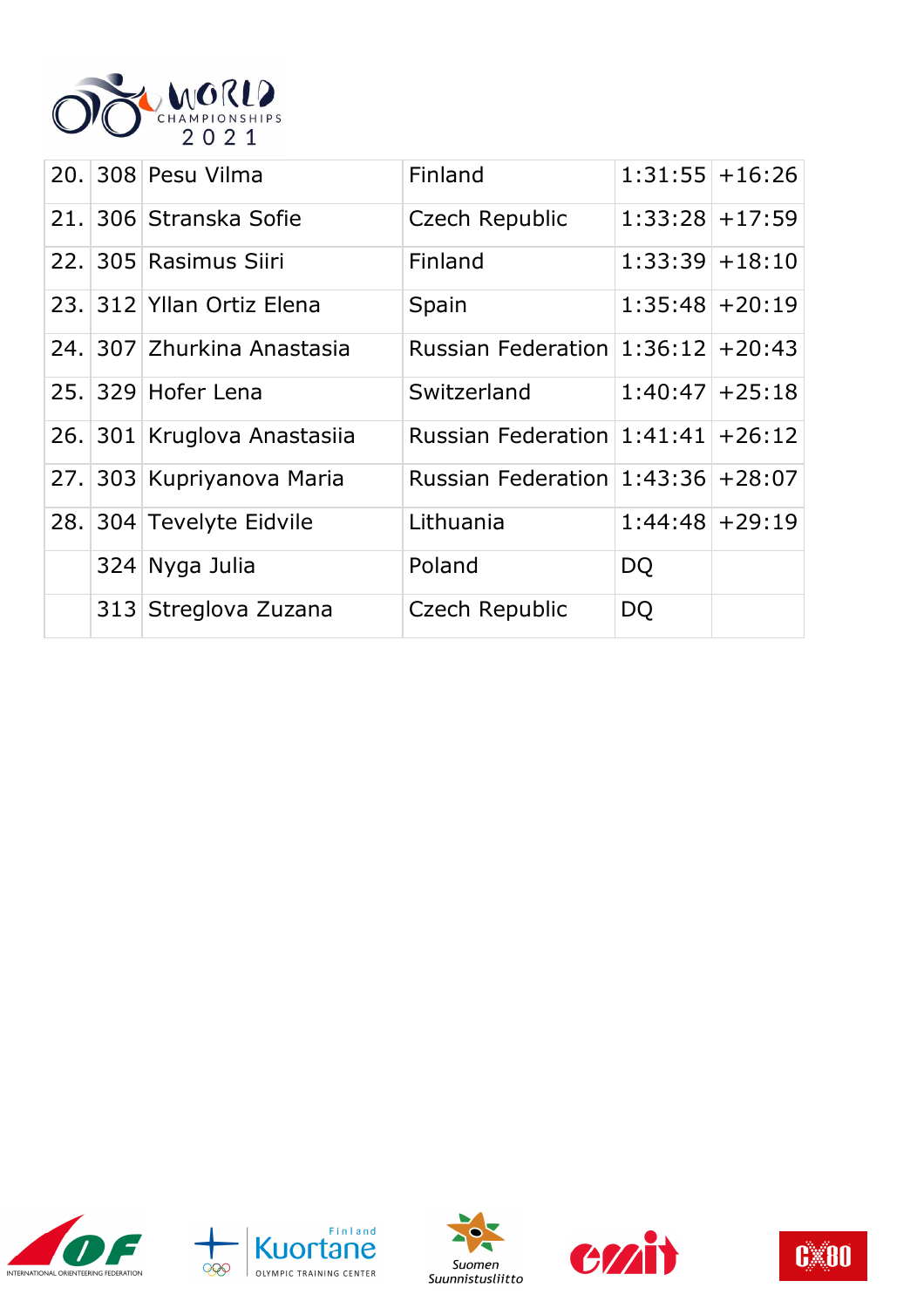| | | | | | |
|---|---|---|---|---|---|
| 20. | 308 | Pesu Vilma | Finland | 1:31:55 | +16:26 |
| 21. | 306 | Stranska Sofie | Czech Republic | 1:33:28 | +17:59 |
| 22. | 305 | Rasimus Siiri | Finland | 1:33:39 | +18:10 |
| 23. | 312 | Yllan Ortiz Elena | Spain | 1:35:48 | +20:19 |
| 24. | 307 | Zhurkina Anastasia | Russian Federation | 1:36:12 | +20:43 |
| 25. | 329 | Hofer Lena | Switzerland | 1:40:47 | +25:18 |
| 26. | 301 | Kruglova Anastasiia | Russian Federation | 1:41:41 | +26:12 |
| 27. | 303 | Kupriyanova Maria | Russian Federation | 1:43:36 | +28:07 |
| 28. | 304 | Tevelyte Eidvile | Lithuania | 1:44:48 | +29:19 |
| | 324 | Nyga Julia | Poland | DQ | |
| | 313 | Streglova Zuzana | Czech Republic | DQ | |